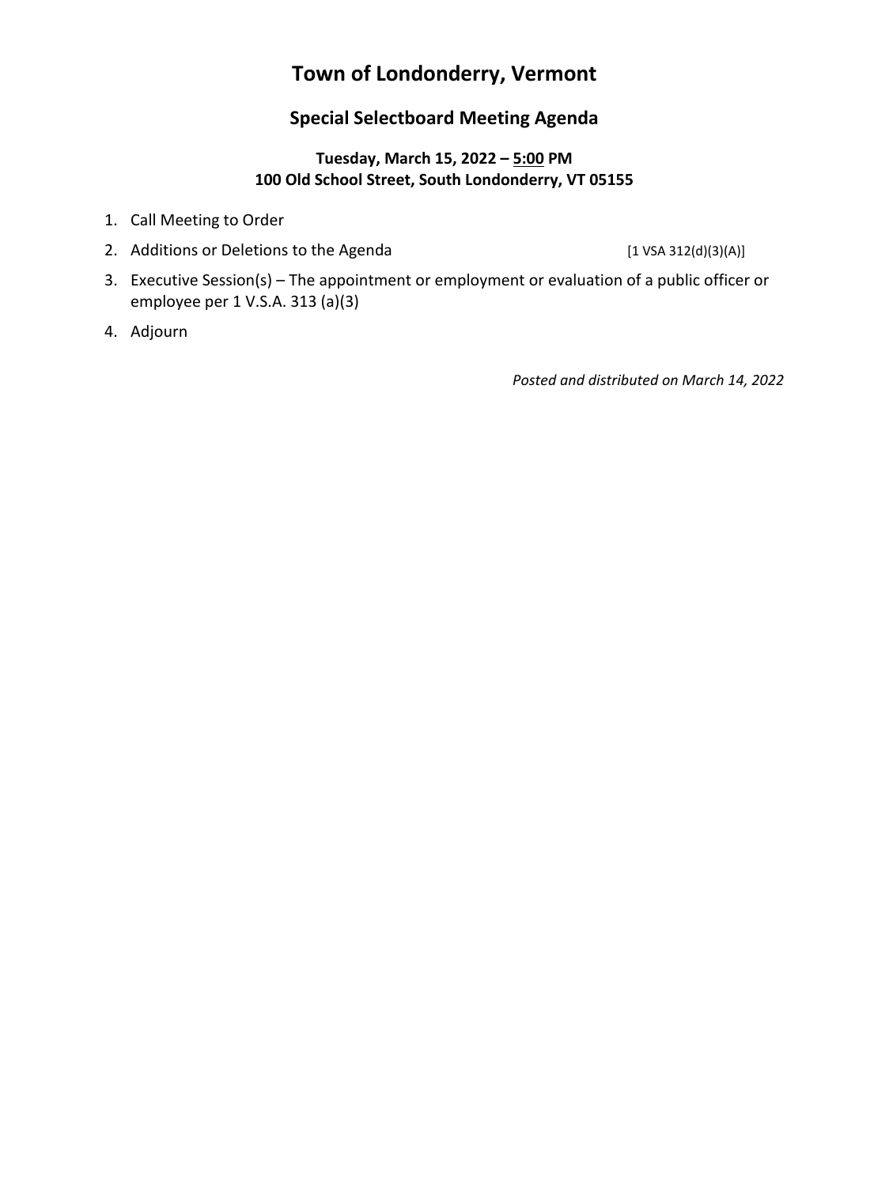# Town of Londonderry, Vermont

## Special Selectboard Meeting Agenda

**Tuesday, March 15, 2022 – 5:00 PM**
**100 Old School Street, South Londonderry, VT 05155**

1. Call Meeting to Order
2. Additions or Deletions to the Agenda [1 VSA 312(d)(3)(A)]
3. Executive Session(s) – The appointment or employment or evaluation of a public officer or employee per 1 V.S.A. 313 (a)(3)
4. Adjourn

*Posted and distributed on March 14, 2022*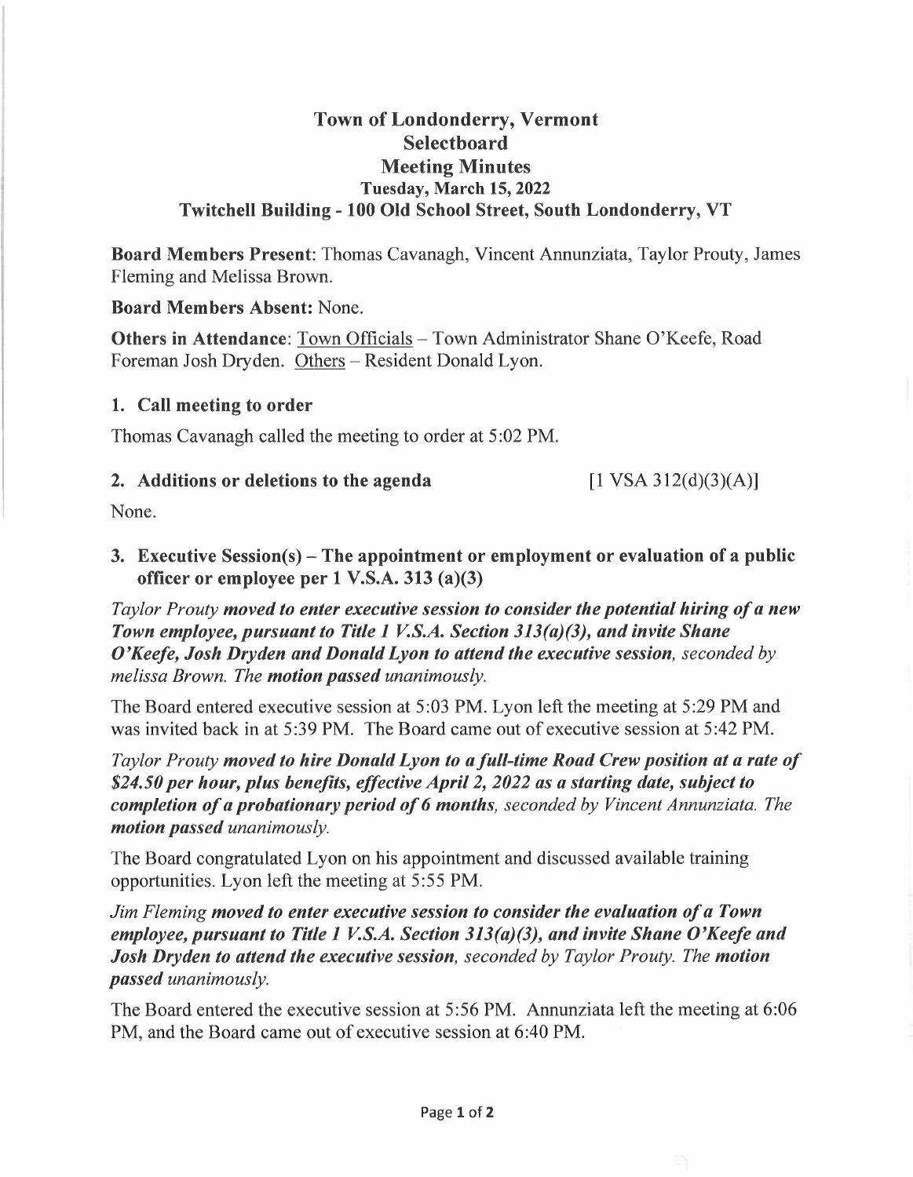# Town of Londonderry, Vermont
# Selectboard
# Meeting Minutes
### Tuesday, March 15, 2022
### Twitchell Building - 100 Old School Street, South Londonderry, VT

**Board Members Present**: Thomas Cavanagh, Vincent Annunziata, Taylor Prouty, James Fleming and Melissa Brown.

**Board Members Absent:** None.

**Others in Attendance**: Town Officials – Town Administrator Shane O'Keefe, Road Foreman Josh Dryden. Others – Resident Donald Lyon.

## 1. Call meeting to order

Thomas Cavanagh called the meeting to order at 5:02 PM.

## 2. Additions or deletions to the agenda [1 VSA 312(d)(3)(A)]

None.

## 3. Executive Session(s) – The appointment or employment or evaluation of a public officer or employee per 1 V.S.A. 313 (a)(3)

*Taylor Prouty* ***moved to enter executive session to consider the potential hiring of a new Town employee, pursuant to Title 1 V.S.A. Section 313(a)(3), and invite Shane O'Keefe, Josh Dryden and Donald Lyon to attend the executive session****, seconded by melissa Brown. The* ***motion passed*** *unanimously.*

The Board entered executive session at 5:03 PM. Lyon left the meeting at 5:29 PM and was invited back in at 5:39 PM. The Board came out of executive session at 5:42 PM.

*Taylor Prouty* ***moved to hire Donald Lyon to a full-time Road Crew position at a rate of $24.50 per hour, plus benefits, effective April 2, 2022 as a starting date, subject to completion of a probationary period of 6 months****, seconded by Vincent Annunziata. The* ***motion passed*** *unanimously.*

The Board congratulated Lyon on his appointment and discussed available training opportunities. Lyon left the meeting at 5:55 PM.

*Jim Fleming* ***moved to enter executive session to consider the evaluation of a Town employee, pursuant to Title 1 V.S.A. Section 313(a)(3), and invite Shane O'Keefe and Josh Dryden to attend the executive session****, seconded by Taylor Prouty. The* ***motion passed*** *unanimously.*

The Board entered the executive session at 5:56 PM. Annunziata left the meeting at 6:06 PM, and the Board came out of executive session at 6:40 PM.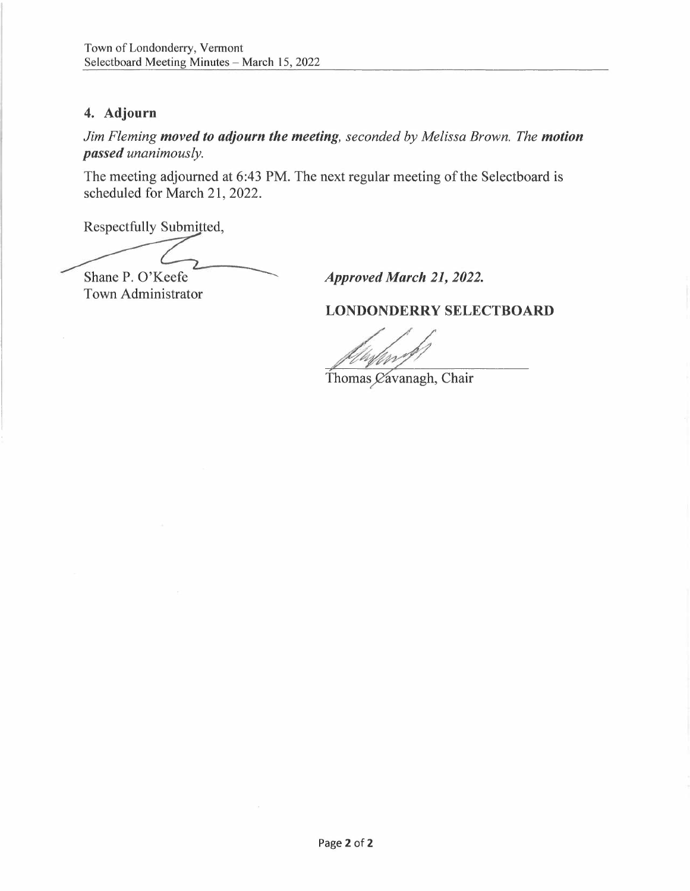## 4. Adjourn

*Jim Fleming* ***moved to adjourn the meeting****, seconded by Melissa Brown. The* ***motion passed*** *unanimously.*

The meeting adjourned at 6:43 PM. The next regular meeting of the Selectboard is scheduled for March 21, 2022.

Respectfully Submitted,

Shane P. O'Keefe
Town Administrator

***Approved March 21, 2022.***

**LONDONDERRY SELECTBOARD**

Thomas Cavanagh, Chair